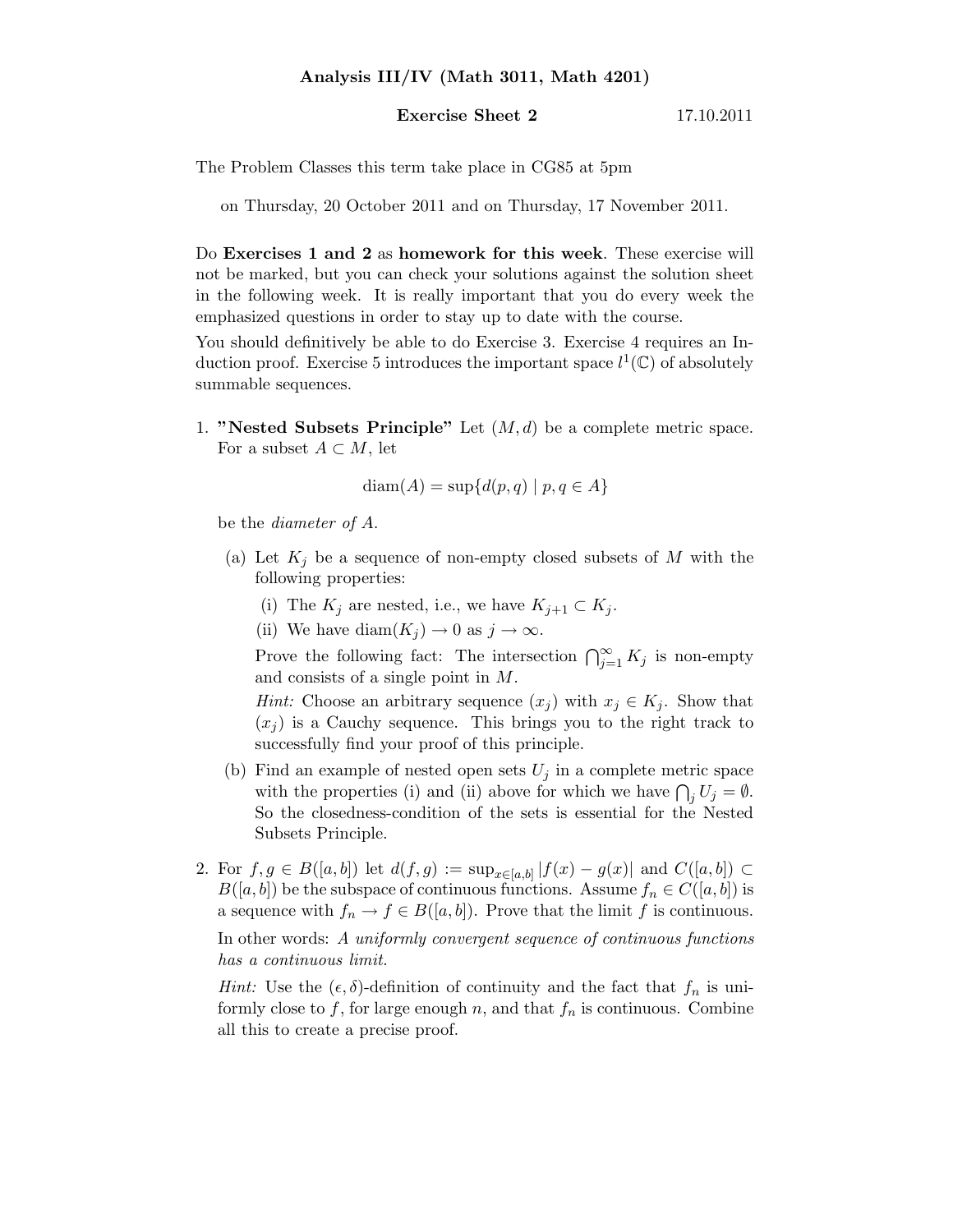**Analysis III/IV (Math 3011, Math 4201)**

**Exercise Sheet 2** 17.10.2011

The Problem Classes this term take place in CG85 at 5pm

on Thursday, 20 October 2011 and on Thursday, 17 November 2011.

Do **Exercises 1 and 2** as **homework for this week**. These exercise will not be marked, but you can check your solutions against the solution sheet in the following week. It is really important that you do every week the emphasized questions in order to stay up to date with the course.

You should definitively be able to do Exercise 3. Exercise 4 requires an Induction proof. Exercise 5 introduces the important space $l^1(\mathbb{C})$ of absolutely summable sequences.

1. **"Nested Subsets Principle"** Let $(M, d)$ be a complete metric space. For a subset $A \subset M$, let

$$\operatorname{diam}(A) = \sup\{d(p, q) \mid p, q \in A\}$$

be the *diameter of A*.

   (a) Let $K_j$ be a sequence of non-empty closed subsets of $M$ with the following properties:

      (i) The $K_j$ are nested, i.e., we have $K_{j+1} \subset K_j$.

      (ii) We have $\operatorname{diam}(K_j) \to 0$ as $j \to \infty$.

   Prove the following fact: The intersection $\bigcap_{j=1}^{\infty} K_j$ is non-empty and consists of a single point in $M$.

   *Hint:* Choose an arbitrary sequence $(x_j)$ with $x_j \in K_j$. Show that $(x_j)$ is a Cauchy sequence. This brings you to the right track to successfully find your proof of this principle.

   (b) Find an example of nested open sets $U_j$ in a complete metric space with the properties (i) and (ii) above for which we have $\bigcap_j U_j = \emptyset$. So the closedness-condition of the sets is essential for the Nested Subsets Principle.

2. For $f, g \in B([a, b])$ let $d(f, g) := \sup_{x \in [a,b]} |f(x) - g(x)|$ and $C([a, b]) \subset B([a, b])$ be the subspace of continuous functions. Assume $f_n \in C([a, b])$ is a sequence with $f_n \to f \in B([a, b])$. Prove that the limit $f$ is continuous.

   In other words: *A uniformly convergent sequence of continuous functions has a continuous limit.*

   *Hint:* Use the $(\epsilon, \delta)$-definition of continuity and the fact that $f_n$ is uniformly close to $f$, for large enough $n$, and that $f_n$ is continuous. Combine all this to create a precise proof.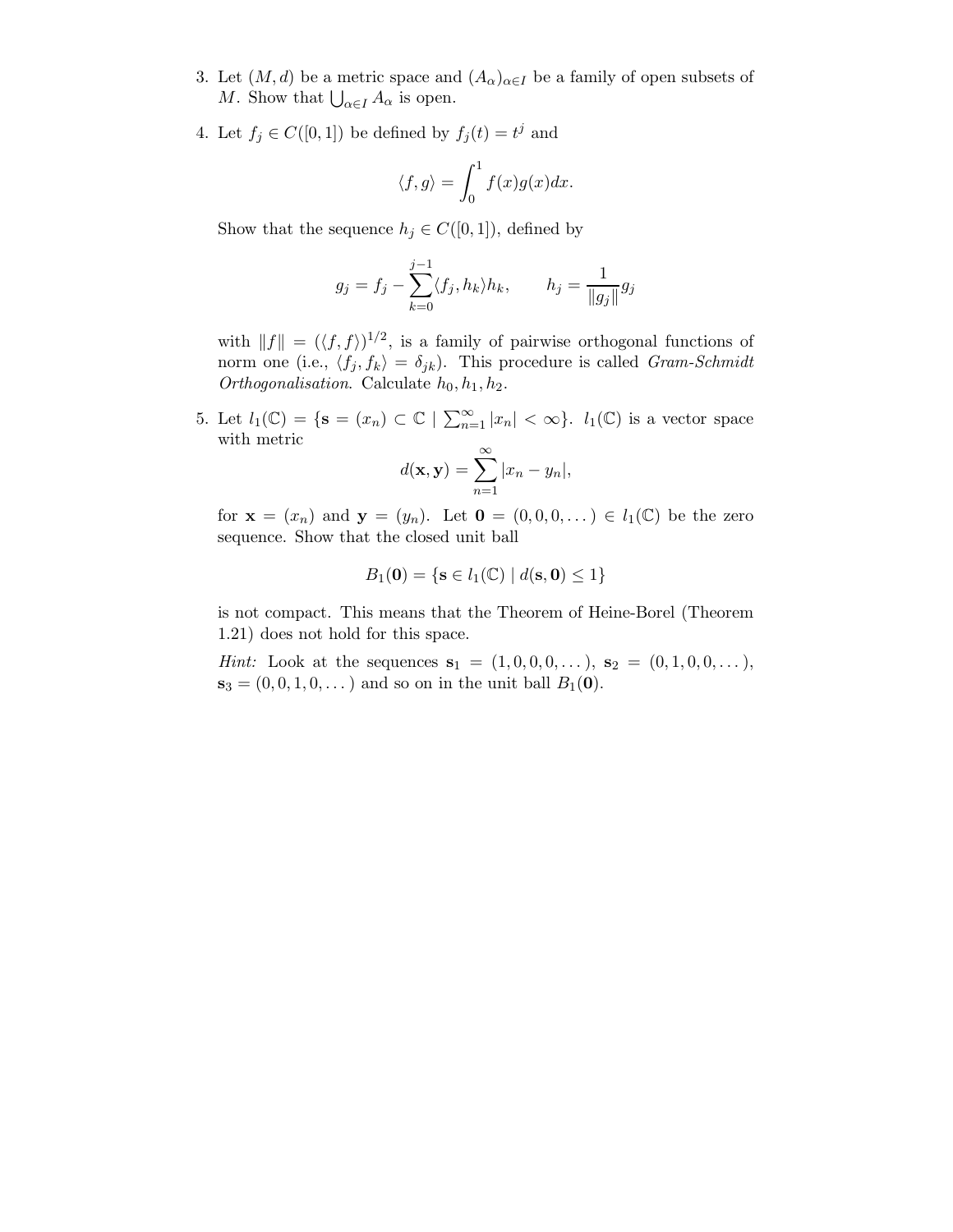3. Let $(M, d)$ be a metric space and $(A_\alpha)_{\alpha \in I}$ be a family of open subsets of $M$. Show that $\bigcup_{\alpha \in I} A_\alpha$ is open.

4. Let $f_j \in C([0,1])$ be defined by $f_j(t) = t^j$ and

$$\langle f, g \rangle = \int_0^1 f(x)g(x)dx.$$

Show that the sequence $h_j \in C([0,1])$, defined by

$$g_j = f_j - \sum_{k=0}^{j-1} \langle f_j, h_k \rangle h_k, \qquad h_j = \frac{1}{\|g_j\|} g_j$$

with $\|f\| = (\langle f, f \rangle)^{1/2}$, is a family of pairwise orthogonal functions of norm one (i.e., $\langle f_j, f_k \rangle = \delta_{jk}$). This procedure is called *Gram-Schmidt Orthogonalisation*. Calculate $h_0, h_1, h_2$.

5. Let $l_1(\mathbb{C}) = \{\mathbf{s} = (x_n) \subset \mathbb{C} \mid \sum_{n=1}^{\infty} |x_n| < \infty\}$. $l_1(\mathbb{C})$ is a vector space with metric

$$d(\mathbf{x}, \mathbf{y}) = \sum_{n=1}^{\infty} |x_n - y_n|,$$

for $\mathbf{x} = (x_n)$ and $\mathbf{y} = (y_n)$. Let $\mathbf{0} = (0, 0, 0, \dots) \in l_1(\mathbb{C})$ be the zero sequence. Show that the closed unit ball

$$B_1(\mathbf{0}) = \{\mathbf{s} \in l_1(\mathbb{C}) \mid d(\mathbf{s}, \mathbf{0}) \leq 1\}$$

is not compact. This means that the Theorem of Heine-Borel (Theorem 1.21) does not hold for this space.

*Hint:* Look at the sequences $\mathbf{s}_1 = (1, 0, 0, 0, \dots)$, $\mathbf{s}_2 = (0, 1, 0, 0, \dots)$, $\mathbf{s}_3 = (0, 0, 1, 0, \dots)$ and so on in the unit ball $B_1(\mathbf{0})$.